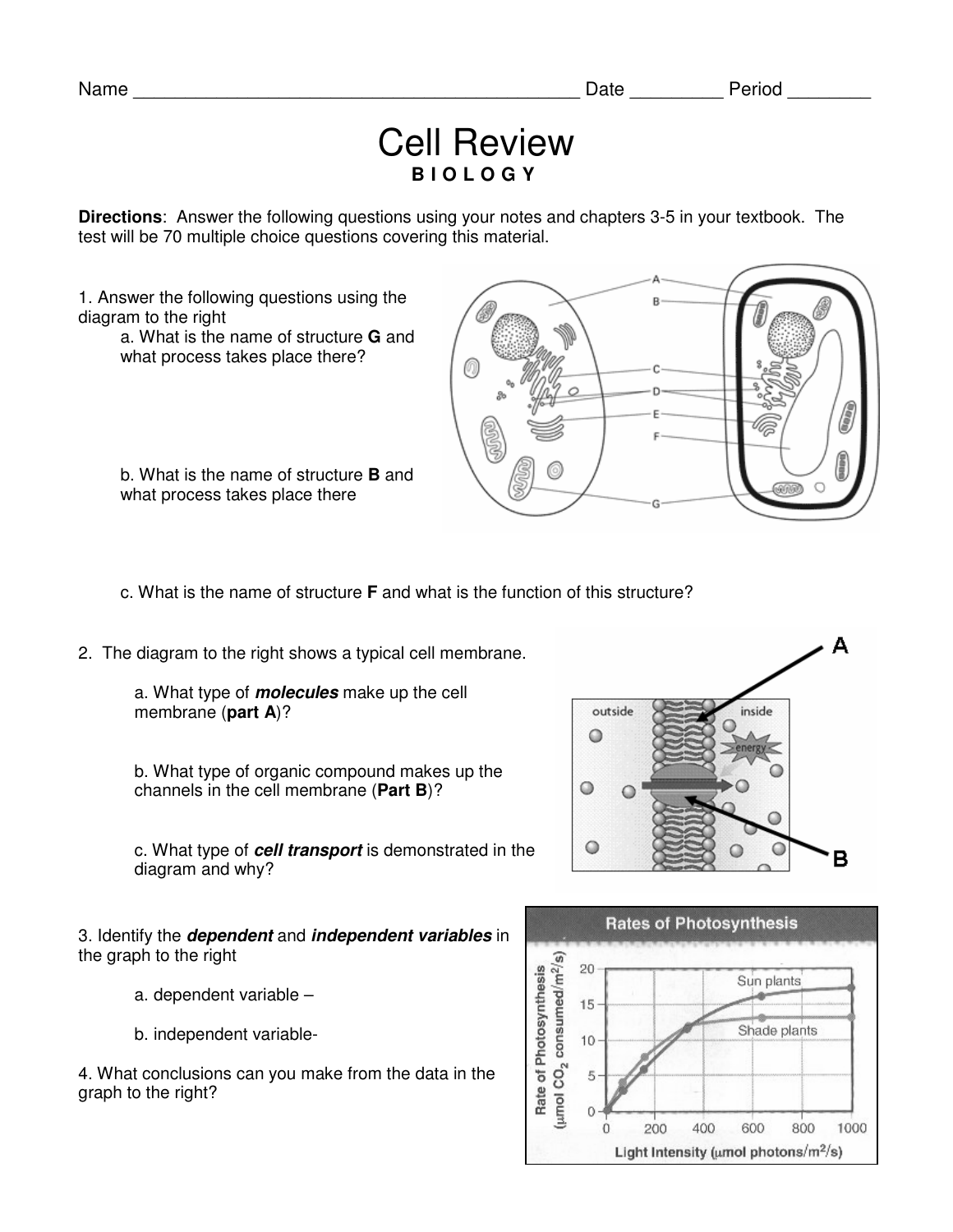Name _____________________________________________ Date _________ Period ________

# Cell Review

**B I O L O G Y**

**Directions**: Answer the following questions using your notes and chapters 3-5 in your textbook. The test will be 70 multiple choice questions covering this material.

1. Answer the following questions using the diagram to the right
   - a. What is the name of structure **G** and what process takes place there?
   - b. What is the name of structure **B** and what process takes place there
   - c. What is the name of structure **F** and what is the function of this structure?

2. The diagram to the right shows a typical cell membrane.
   - a. What type of ***molecules*** make up the cell membrane (**part A**)?
   - b. What type of organic compound makes up the channels in the cell membrane (**Part B**)?
   - c. What type of ***cell transport*** is demonstrated in the diagram and why?

3. Identify the ***dependent*** and ***independent variables*** in the graph to the right
   - a. dependent variable –
   - b. independent variable-

4. What conclusions can you make from the data in the graph to the right?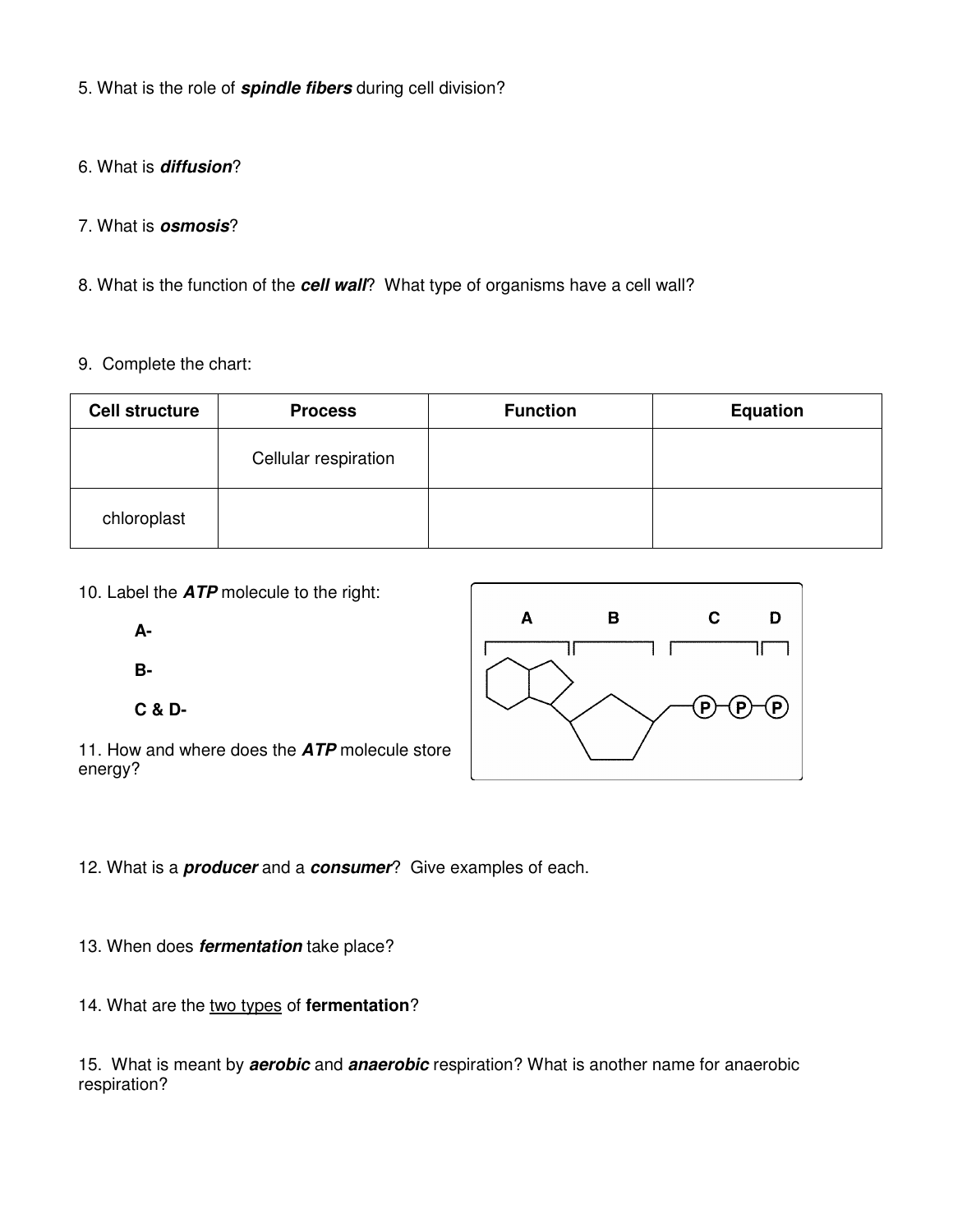5. What is the role of ***spindle fibers*** during cell division?

6. What is ***diffusion***?

7. What is ***osmosis***?

8. What is the function of the ***cell wall***? What type of organisms have a cell wall?

9. Complete the chart:

| Cell structure | Process | Function | Equation |
|---|---|---|---|
| | Cellular respiration | | |
| chloroplast | | | |

10. Label the ***ATP*** molecule to the right:

**A-**

**B-**

**C & D-**

A B C D

P P P

11. How and where does the ***ATP*** molecule store energy?

12. What is a ***producer*** and a ***consumer***? Give examples of each.

13. When does ***fermentation*** take place?

14. What are the two types of **fermentation**?

15. What is meant by ***aerobic*** and ***anaerobic*** respiration? What is another name for anaerobic respiration?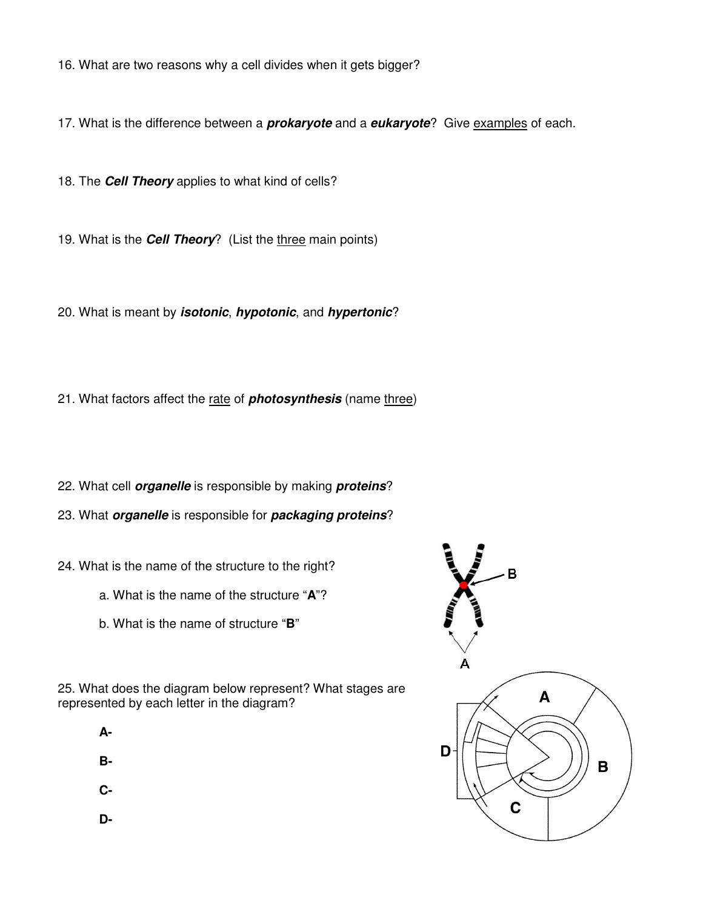16. What are two reasons why a cell divides when it gets bigger?

17. What is the difference between a ***prokaryote*** and a ***eukaryote***? Give examples of each.

18. The ***Cell Theory*** applies to what kind of cells?

19. What is the ***Cell Theory***? (List the three main points)

20. What is meant by ***isotonic***, ***hypotonic***, and ***hypertonic***?

21. What factors affect the rate of ***photosynthesis*** (name three)

22. What cell ***organelle*** is responsible by making ***proteins***?

23. What ***organelle*** is responsible for ***packaging proteins***?

24. What is the name of the structure to the right?

   a. What is the name of the structure "**A**"?

   b. What is the name of structure "**B**"

25. What does the diagram below represent? What stages are represented by each letter in the diagram?

   **A-**

   **B-**

   **C-**

   **D-**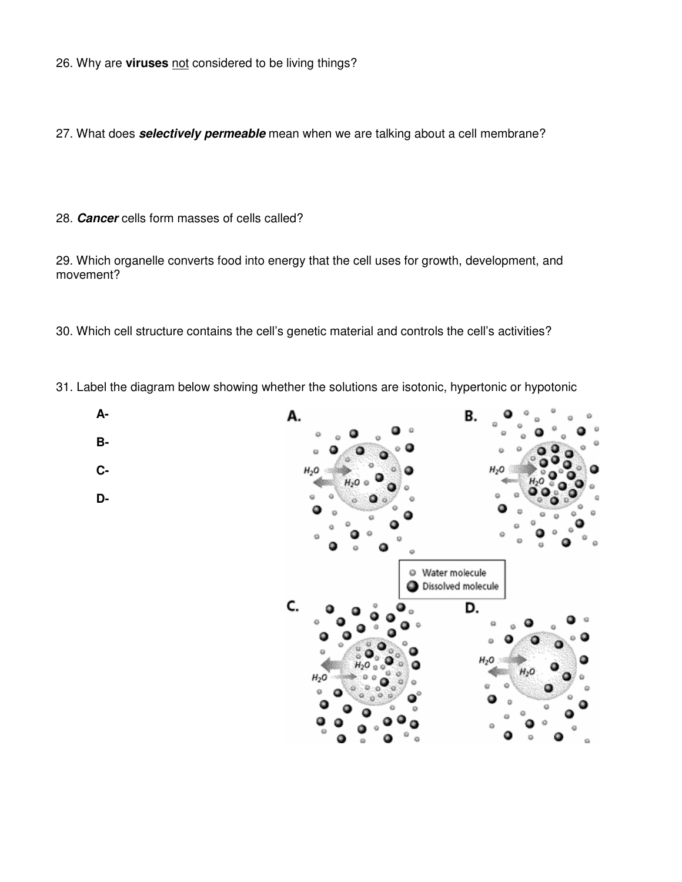26. Why are **viruses** <u>not</u> considered to be living things?

27. What does ***selectively permeable*** mean when we are talking about a cell membrane?

28. ***Cancer*** cells form masses of cells called?

29. Which organelle converts food into energy that the cell uses for growth, development, and movement?

30. Which cell structure contains the cell's genetic material and controls the cell's activities?

31. Label the diagram below showing whether the solutions are isotonic, hypertonic or hypotonic

**A-**

**B-**

**C-**

**D-**

A.

B.

C.

D.

$H_2O$

Water molecule

Dissolved molecule